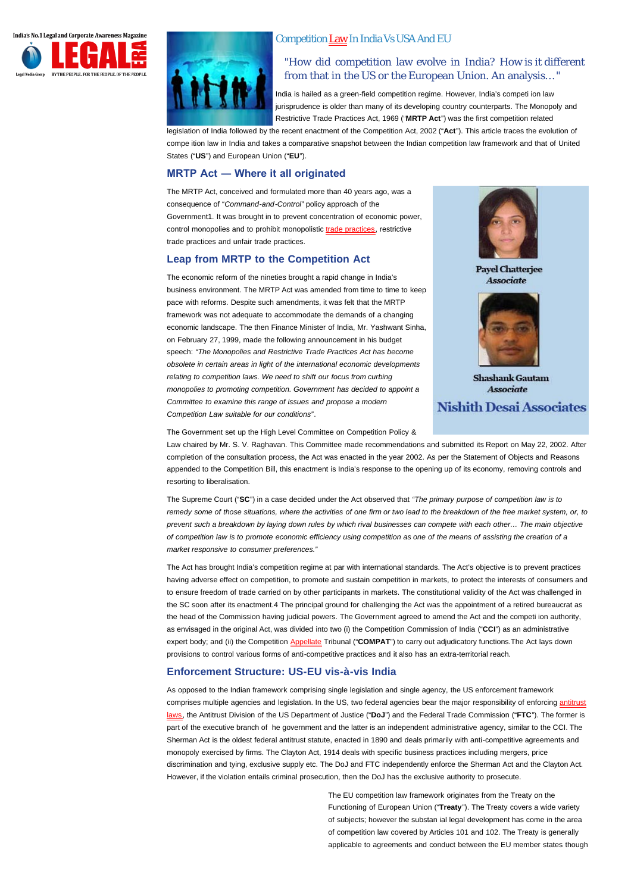# Competition Law In India Vs USA And EU

"How did competition law evolve in India? How is it different from that in the US or the European Union. An analysis…"

India is hailed as a green-field competition regime. However, India's competi ion law jurisprudence is older than many of its developing country counterparts. The Monopoly and Restrictive Trade Practices Act, 1969 ("**MRTP Act**") was the first competition related legislation of India followed by the recent enactment of the Competition Act, 2002 ("**Act**"). This article traces the evolution of compe ition law in India and takes a comparative snapshot between the Indian competition law framework and that of United States ("**US**") and European Union ("**EU**").

Payel Chatterjee
*Associate*

Shashank Gautam
*Associate*

Nishith Desai Associates

## MRTP Act — Where it all originated

The MRTP Act, conceived and formulated more than 40 years ago, was a consequence of "*Command-and-Control*" policy approach of the Government1. It was brought in to prevent concentration of economic power, control monopolies and to prohibit monopolistic trade practices, restrictive trade practices and unfair trade practices.

## Leap from MRTP to the Competition Act

The economic reform of the nineties brought a rapid change in India's business environment. The MRTP Act was amended from time to time to keep pace with reforms. Despite such amendments, it was felt that the MRTP framework was not adequate to accommodate the demands of a changing economic landscape. The then Finance Minister of India, Mr. Yashwant Sinha, on February 27, 1999, made the following announcement in his budget speech: *"The Monopolies and Restrictive Trade Practices Act has become obsolete in certain areas in light of the international economic developments relating to competition laws. We need to shift our focus from curbing monopolies to promoting competition. Government has decided to appoint a Committee to examine this range of issues and propose a modern Competition Law suitable for our conditions"*.

The Government set up the High Level Committee on Competition Policy & Law chaired by Mr. S. V. Raghavan. This Committee made recommendations and submitted its Report on May 22, 2002. After completion of the consultation process, the Act was enacted in the year 2002. As per the Statement of Objects and Reasons appended to the Competition Bill, this enactment is India's response to the opening up of its economy, removing controls and resorting to liberalisation.

The Supreme Court ("**SC**") in a case decided under the Act observed that *"The primary purpose of competition law is to remedy some of those situations, where the activities of one firm or two lead to the breakdown of the free market system, or, to prevent such a breakdown by laying down rules by which rival businesses can compete with each other… The main objective of competition law is to promote economic efficiency using competition as one of the means of assisting the creation of a market responsive to consumer preferences."*

The Act has brought India's competition regime at par with international standards. The Act's objective is to prevent practices having adverse effect on competition, to promote and sustain competition in markets, to protect the interests of consumers and to ensure freedom of trade carried on by other participants in markets. The constitutional validity of the Act was challenged in the SC soon after its enactment.4 The principal ground for challenging the Act was the appointment of a retired bureaucrat as the head of the Commission having judicial powers. The Government agreed to amend the Act and the competi ion authority, as envisaged in the original Act, was divided into two (i) the Competition Commission of India ("**CCI**") as an administrative expert body; and (ii) the Competition Appellate Tribunal ("**COMPAT**") to carry out adjudicatory functions.The Act lays down provisions to control various forms of anti-competitive practices and it also has an extra-territorial reach.

## Enforcement Structure: US-EU vis-à-vis India

As opposed to the Indian framework comprising single legislation and single agency, the US enforcement framework comprises multiple agencies and legislation. In the US, two federal agencies bear the major responsibility of enforcing antitrust laws, the Antitrust Division of the US Department of Justice ("**DoJ**") and the Federal Trade Commission ("**FTC**"). The former is part of the executive branch of he government and the latter is an independent administrative agency, similar to the CCI. The Sherman Act is the oldest federal antitrust statute, enacted in 1890 and deals primarily with anti-competitive agreements and monopoly exercised by firms. The Clayton Act, 1914 deals with specific business practices including mergers, price discrimination and tying, exclusive supply etc. The DoJ and FTC independently enforce the Sherman Act and the Clayton Act. However, if the violation entails criminal prosecution, then the DoJ has the exclusive authority to prosecute.

The EU competition law framework originates from the Treaty on the Functioning of European Union ("**Treaty**"). The Treaty covers a wide variety of subjects; however the substan ial legal development has come in the area of competition law covered by Articles 101 and 102. The Treaty is generally applicable to agreements and conduct between the EU member states though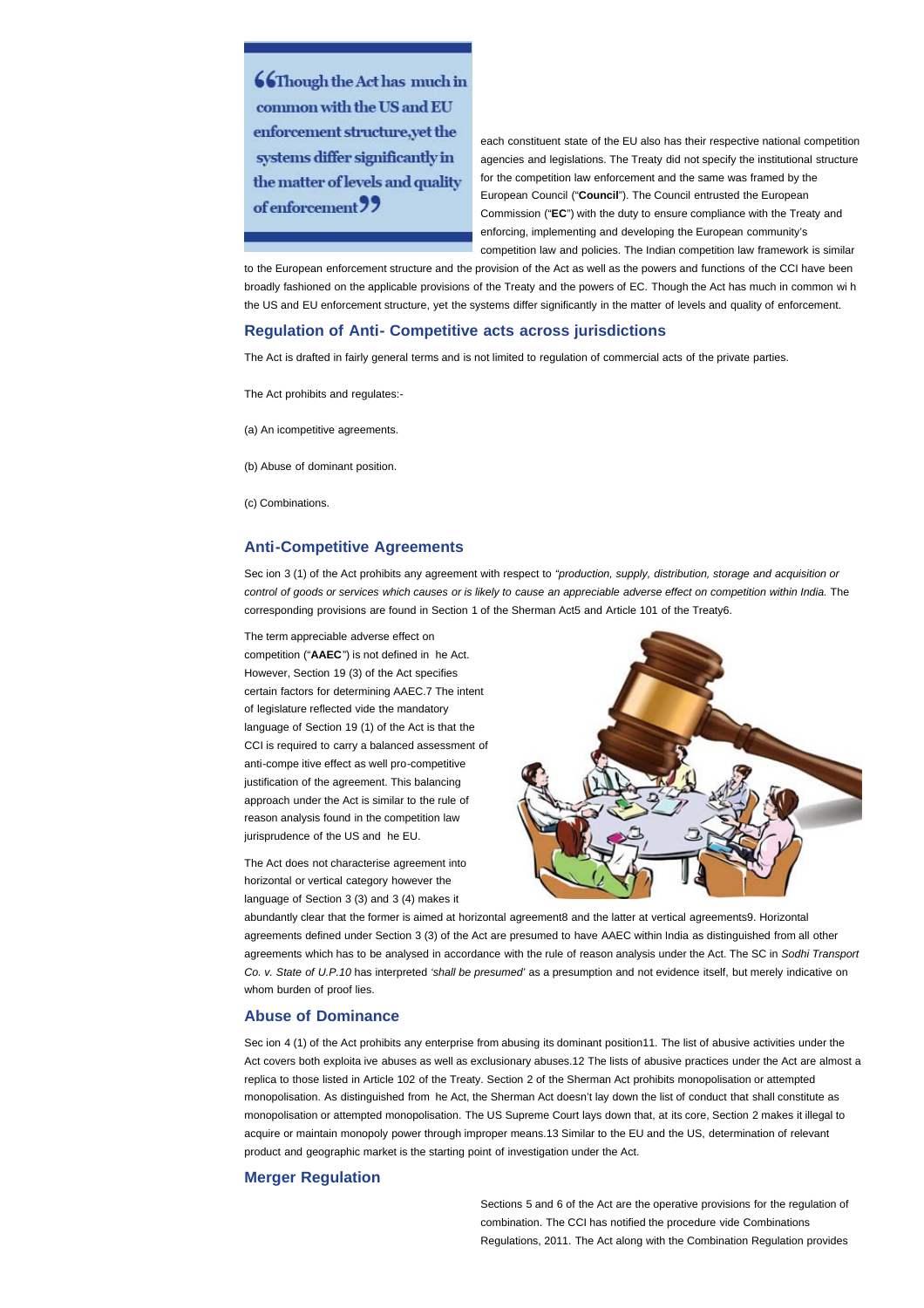> "Though the Act has much in common with the US and EU enforcement structure, yet the systems differ significantly in the matter of levels and quality of enforcement"

each constituent state of the EU also has their respective national competition agencies and legislations. The Treaty did not specify the institutional structure for the competition law enforcement and the same was framed by the European Council ("**Council**"). The Council entrusted the European Commission ("**EC**") with the duty to ensure compliance with the Treaty and enforcing, implementing and developing the European community's competition law and policies. The Indian competition law framework is similar to the European enforcement structure and the provision of the Act as well as the powers and functions of the CCI have been broadly fashioned on the applicable provisions of the Treaty and the powers of EC. Though the Act has much in common wi h the US and EU enforcement structure, yet the systems differ significantly in the matter of levels and quality of enforcement.

## Regulation of Anti- Competitive acts across jurisdictions

The Act is drafted in fairly general terms and is not limited to regulation of commercial acts of the private parties.

The Act prohibits and regulates:-

(a) An icompetitive agreements.

(b) Abuse of dominant position.

(c) Combinations.

## Anti-Competitive Agreements

Sec ion 3 (1) of the Act prohibits any agreement with respect to *"production, supply, distribution, storage and acquisition or control of goods or services which causes or is likely to cause an appreciable adverse effect on competition within India.* The corresponding provisions are found in Section 1 of the Sherman Act5 and Article 101 of the Treaty6.

The term appreciable adverse effect on competition ("**AAEC**") is not defined in he Act. However, Section 19 (3) of the Act specifies certain factors for determining AAEC.7 The intent of legislature reflected vide the mandatory language of Section 19 (1) of the Act is that the CCI is required to carry a balanced assessment of anti-compe itive effect as well pro-competitive justification of the agreement. This balancing approach under the Act is similar to the rule of reason analysis found in the competition law jurisprudence of the US and he EU.

The Act does not characterise agreement into horizontal or vertical category however the language of Section 3 (3) and 3 (4) makes it abundantly clear that the former is aimed at horizontal agreement8 and the latter at vertical agreements9. Horizontal agreements defined under Section 3 (3) of the Act are presumed to have AAEC within India as distinguished from all other agreements which has to be analysed in accordance with the rule of reason analysis under the Act. The SC in *Sodhi Transport Co. v. State of U.P.10* has interpreted *'shall be presumed'* as a presumption and not evidence itself, but merely indicative on whom burden of proof lies.

## Abuse of Dominance

Sec ion 4 (1) of the Act prohibits any enterprise from abusing its dominant position11. The list of abusive activities under the Act covers both exploita ive abuses as well as exclusionary abuses.12 The lists of abusive practices under the Act are almost a replica to those listed in Article 102 of the Treaty. Section 2 of the Sherman Act prohibits monopolisation or attempted monopolisation. As distinguished from he Act, the Sherman Act doesn't lay down the list of conduct that shall constitute as monopolisation or attempted monopolisation. The US Supreme Court lays down that, at its core, Section 2 makes it illegal to acquire or maintain monopoly power through improper means.13 Similar to the EU and the US, determination of relevant product and geographic market is the starting point of investigation under the Act.

## Merger Regulation

Sections 5 and 6 of the Act are the operative provisions for the regulation of combination. The CCI has notified the procedure vide Combinations Regulations, 2011. The Act along with the Combination Regulation provides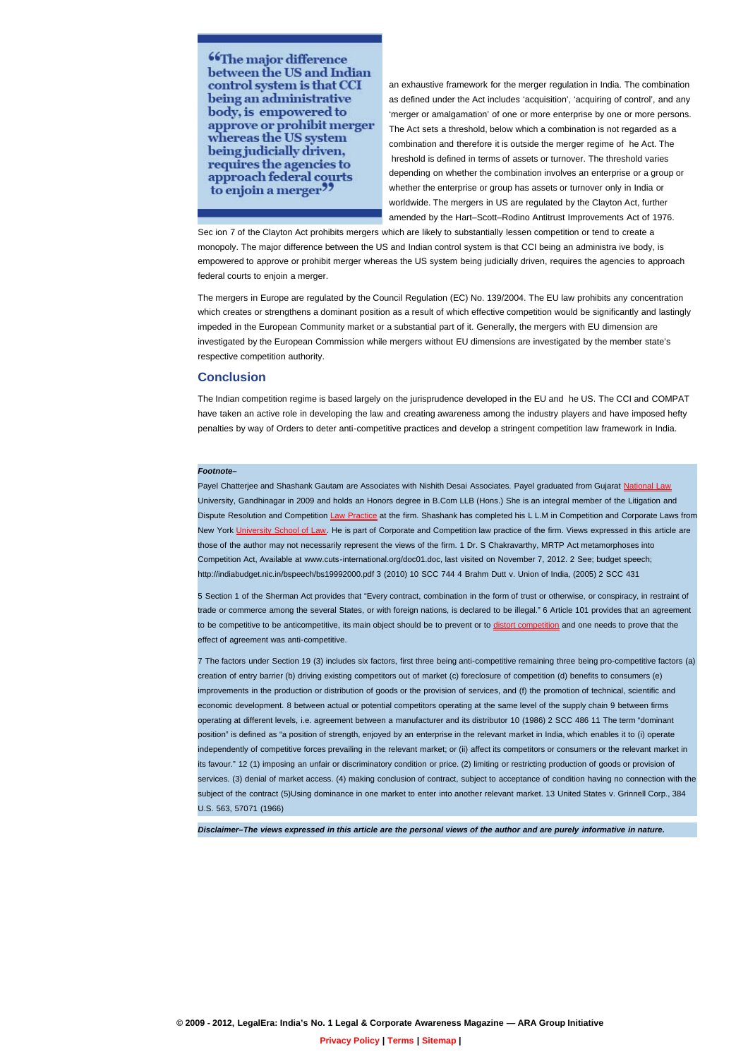> "The major difference between the US and Indian control system is that CCI being an administrative body, is empowered to approve or prohibit merger whereas the US system being judicially driven, requires the agencies to approach federal courts to enjoin a merger"

an exhaustive framework for the merger regulation in India. The combination as defined under the Act includes 'acquisition', 'acquiring of control', and any 'merger or amalgamation' of one or more enterprise by one or more persons. The Act sets a threshold, below which a combination is not regarded as a combination and therefore it is outside the merger regime of he Act. The hreshold is defined in terms of assets or turnover. The threshold varies depending on whether the combination involves an enterprise or a group or whether the enterprise or group has assets or turnover only in India or worldwide. The mergers in US are regulated by the Clayton Act, further amended by the Hart–Scott–Rodino Antitrust Improvements Act of 1976. Sec ion 7 of the Clayton Act prohibits mergers which are likely to substantially lessen competition or tend to create a monopoly. The major difference between the US and Indian control system is that CCI being an administra ive body, is empowered to approve or prohibit merger whereas the US system being judicially driven, requires the agencies to approach federal courts to enjoin a merger.

The mergers in Europe are regulated by the Council Regulation (EC) No. 139/2004. The EU law prohibits any concentration which creates or strengthens a dominant position as a result of which effective competition would be significantly and lastingly impeded in the European Community market or a substantial part of it. Generally, the mergers with EU dimension are investigated by the European Commission while mergers without EU dimensions are investigated by the member state's respective competition authority.

## Conclusion

The Indian competition regime is based largely on the jurisprudence developed in the EU and he US. The CCI and COMPAT have taken an active role in developing the law and creating awareness among the industry players and have imposed hefty penalties by way of Orders to deter anti-competitive practices and develop a stringent competition law framework in India.

***Footnote–***

Payel Chatterjee and Shashank Gautam are Associates with Nishith Desai Associates. Payel graduated from Gujarat National Law University, Gandhinagar in 2009 and holds an Honors degree in B.Com LLB (Hons.) She is an integral member of the Litigation and Dispute Resolution and Competition Law Practice at the firm. Shashank has completed his L L.M in Competition and Corporate Laws from New York University School of Law. He is part of Corporate and Competition law practice of the firm. Views expressed in this article are those of the author may not necessarily represent the views of the firm. 1 Dr. S Chakravarthy, MRTP Act metamorphoses into Competition Act, Available at www.cuts-international.org/doc01.doc, last visited on November 7, 2012. 2 See; budget speech; http://indiabudget.nic.in/bspeech/bs19992000.pdf 3 (2010) 10 SCC 744 4 Brahm Dutt v. Union of India, (2005) 2 SCC 431

5 Section 1 of the Sherman Act provides that "Every contract, combination in the form of trust or otherwise, or conspiracy, in restraint of trade or commerce among the several States, or with foreign nations, is declared to be illegal." 6 Article 101 provides that an agreement to be competitive to be anticompetitive, its main object should be to prevent or to distort competition and one needs to prove that the effect of agreement was anti-competitive.

7 The factors under Section 19 (3) includes six factors, first three being anti-competitive remaining three being pro-competitive factors (a) creation of entry barrier (b) driving existing competitors out of market (c) foreclosure of competition (d) benefits to consumers (e) improvements in the production or distribution of goods or the provision of services, and (f) the promotion of technical, scientific and economic development. 8 between actual or potential competitors operating at the same level of the supply chain 9 between firms operating at different levels, i.e. agreement between a manufacturer and its distributor 10 (1986) 2 SCC 486 11 The term "dominant position" is defined as "a position of strength, enjoyed by an enterprise in the relevant market in India, which enables it to (i) operate independently of competitive forces prevailing in the relevant market; or (ii) affect its competitors or consumers or the relevant market in its favour." 12 (1) imposing an unfair or discriminatory condition or price. (2) limiting or restricting production of goods or provision of services. (3) denial of market access. (4) making conclusion of contract, subject to acceptance of condition having no connection with the subject of the contract (5)Using dominance in one market to enter into another relevant market. 13 United States v. Grinnell Corp., 384 U.S. 563, 57071 (1966)

***Disclaimer–The views expressed in this article are the personal views of the author and are purely informative in nature.***